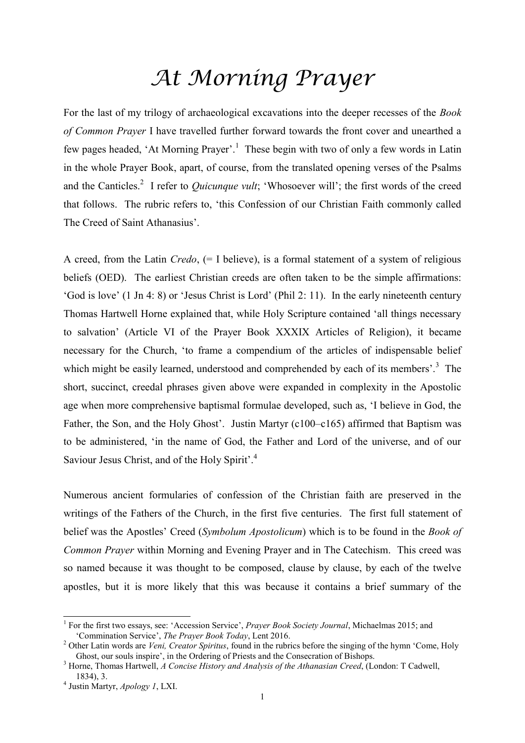# At Morning Prayer

For the last of my trilogy of archaeological excavations into the deeper recesses of the *Book of Common Prayer* I have travelled further forward towards the front cover and unearthed a few pages headed, 'At Morning Prayer'.[1] These begin with two of only a few words in Latin in the whole Prayer Book, apart, of course, from the translated opening verses of the Psalms and the Canticles.[2] I refer to *Quicunque vult*; 'Whosoever will'; the first words of the creed that follows. The rubric refers to, 'this Confession of our Christian Faith commonly called The Creed of Saint Athanasius'.

A creed, from the Latin *Credo*, (= I believe), is a formal statement of a system of religious beliefs (OED). The earliest Christian creeds are often taken to be the simple affirmations: 'God is love' (1 Jn 4: 8) or 'Jesus Christ is Lord' (Phil 2: 11). In the early nineteenth century Thomas Hartwell Horne explained that, while Holy Scripture contained 'all things necessary to salvation' (Article VI of the Prayer Book XXXIX Articles of Religion), it became necessary for the Church, 'to frame a compendium of the articles of indispensable belief which might be easily learned, understood and comprehended by each of its members'.[3] The short, succinct, creedal phrases given above were expanded in complexity in the Apostolic age when more comprehensive baptismal formulae developed, such as, 'I believe in God, the Father, the Son, and the Holy Ghost'. Justin Martyr (c100–c165) affirmed that Baptism was to be administered, 'in the name of God, the Father and Lord of the universe, and of our Saviour Jesus Christ, and of the Holy Spirit'.[4]

Numerous ancient formularies of confession of the Christian faith are preserved in the writings of the Fathers of the Church, in the first five centuries. The first full statement of belief was the Apostles' Creed (*Symbolum Apostolicum*) which is to be found in the *Book of Common Prayer* within Morning and Evening Prayer and in The Catechism. This creed was so named because it was thought to be composed, clause by clause, by each of the twelve apostles, but it is more likely that this was because it contains a brief summary of the

---

[1] For the first two essays, see: 'Accession Service', *Prayer Book Society Journal*, Michaelmas 2015; and 'Commination Service', *The Prayer Book Today*, Lent 2016.

[2] Other Latin words are *Veni, Creator Spiritus*, found in the rubrics before the singing of the hymn 'Come, Holy Ghost, our souls inspire', in the Ordering of Priests and the Consecration of Bishops.

[3] Horne, Thomas Hartwell, *A Concise History and Analysis of the Athanasian Creed*, (London: T Cadwell, 1834), 3.

[4] Justin Martyr, *Apology 1*, LXI.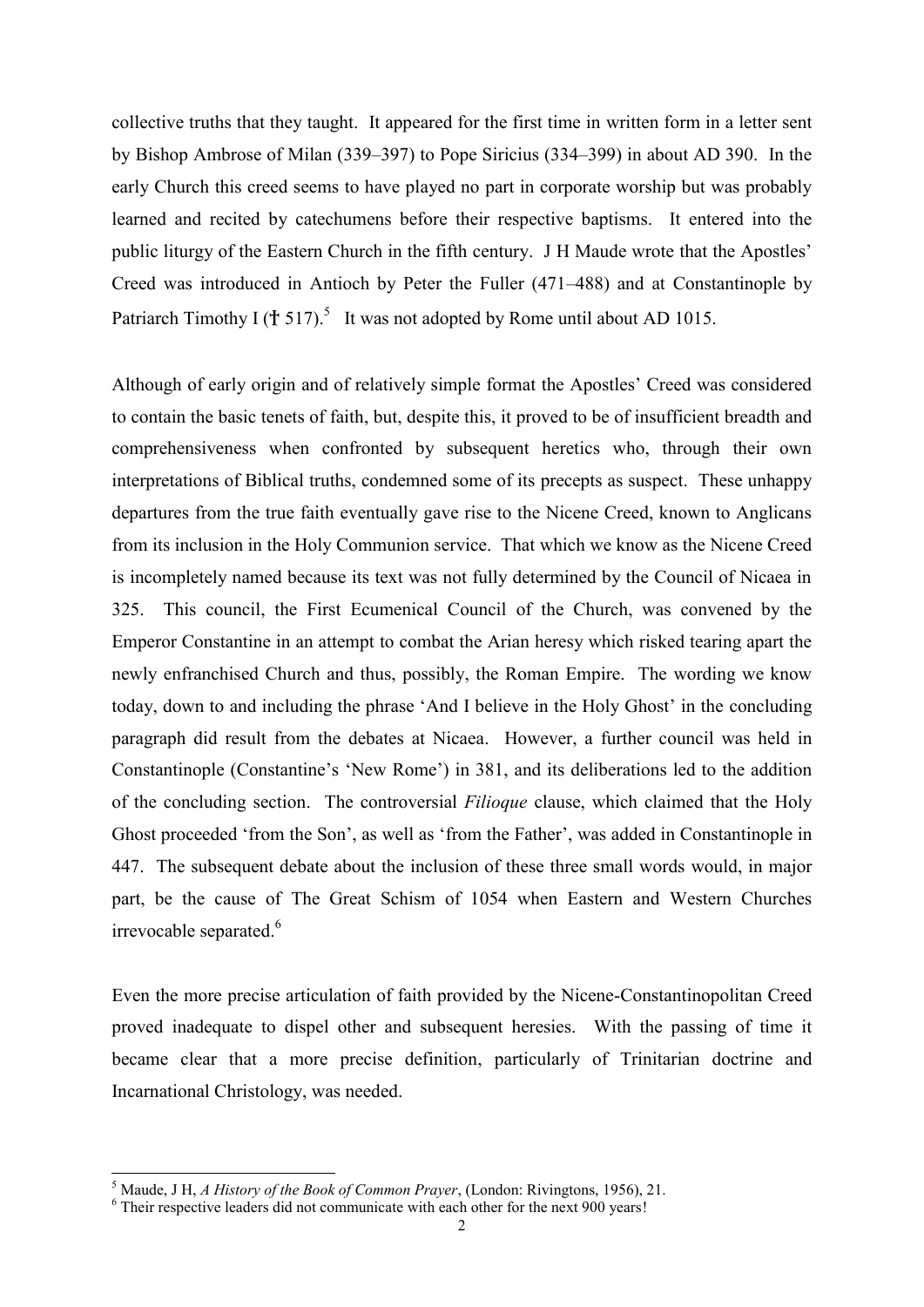collective truths that they taught. It appeared for the first time in written form in a letter sent by Bishop Ambrose of Milan (339–397) to Pope Siricius (334–399) in about AD 390. In the early Church this creed seems to have played no part in corporate worship but was probably learned and recited by catechumens before their respective baptisms. It entered into the public liturgy of the Eastern Church in the fifth century. J H Maude wrote that the Apostles' Creed was introduced in Antioch by Peter the Fuller (471–488) and at Constantinople by Patriarch Timothy I († 517).[5] It was not adopted by Rome until about AD 1015.

Although of early origin and of relatively simple format the Apostles' Creed was considered to contain the basic tenets of faith, but, despite this, it proved to be of insufficient breadth and comprehensiveness when confronted by subsequent heretics who, through their own interpretations of Biblical truths, condemned some of its precepts as suspect. These unhappy departures from the true faith eventually gave rise to the Nicene Creed, known to Anglicans from its inclusion in the Holy Communion service. That which we know as the Nicene Creed is incompletely named because its text was not fully determined by the Council of Nicaea in 325. This council, the First Ecumenical Council of the Church, was convened by the Emperor Constantine in an attempt to combat the Arian heresy which risked tearing apart the newly enfranchised Church and thus, possibly, the Roman Empire. The wording we know today, down to and including the phrase 'And I believe in the Holy Ghost' in the concluding paragraph did result from the debates at Nicaea. However, a further council was held in Constantinople (Constantine's 'New Rome') in 381, and its deliberations led to the addition of the concluding section. The controversial *Filioque* clause, which claimed that the Holy Ghost proceeded 'from the Son', as well as 'from the Father', was added in Constantinople in 447. The subsequent debate about the inclusion of these three small words would, in major part, be the cause of The Great Schism of 1054 when Eastern and Western Churches irrevocable separated.[6]

Even the more precise articulation of faith provided by the Nicene-Constantinopolitan Creed proved inadequate to dispel other and subsequent heresies. With the passing of time it became clear that a more precise definition, particularly of Trinitarian doctrine and Incarnational Christology, was needed.

---

[5] Maude, J H, *A History of the Book of Common Prayer*, (London: Rivingtons, 1956), 21.

[6] Their respective leaders did not communicate with each other for the next 900 years!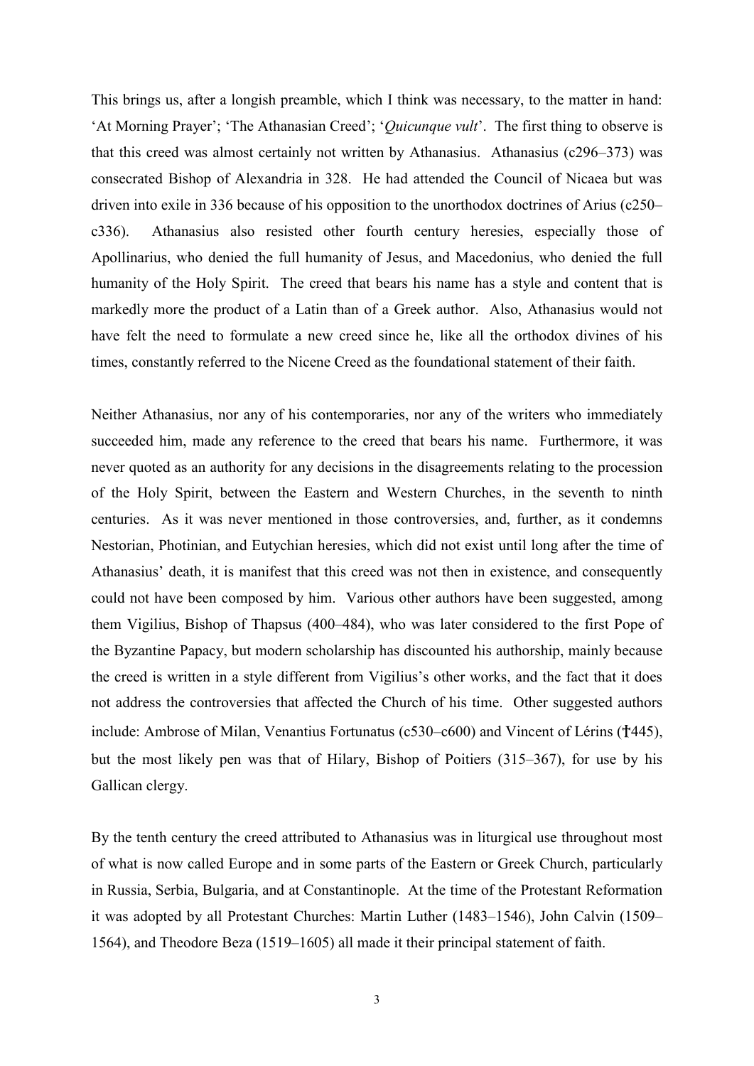This brings us, after a longish preamble, which I think was necessary, to the matter in hand: 'At Morning Prayer'; 'The Athanasian Creed'; '*Quicunque vult*'. The first thing to observe is that this creed was almost certainly not written by Athanasius. Athanasius (c296–373) was consecrated Bishop of Alexandria in 328. He had attended the Council of Nicaea but was driven into exile in 336 because of his opposition to the unorthodox doctrines of Arius (c250–c336). Athanasius also resisted other fourth century heresies, especially those of Apollinarius, who denied the full humanity of Jesus, and Macedonius, who denied the full humanity of the Holy Spirit. The creed that bears his name has a style and content that is markedly more the product of a Latin than of a Greek author. Also, Athanasius would not have felt the need to formulate a new creed since he, like all the orthodox divines of his times, constantly referred to the Nicene Creed as the foundational statement of their faith.

Neither Athanasius, nor any of his contemporaries, nor any of the writers who immediately succeeded him, made any reference to the creed that bears his name. Furthermore, it was never quoted as an authority for any decisions in the disagreements relating to the procession of the Holy Spirit, between the Eastern and Western Churches, in the seventh to ninth centuries. As it was never mentioned in those controversies, and, further, as it condemns Nestorian, Photinian, and Eutychian heresies, which did not exist until long after the time of Athanasius' death, it is manifest that this creed was not then in existence, and consequently could not have been composed by him. Various other authors have been suggested, among them Vigilius, Bishop of Thapsus (400–484), who was later considered to the first Pope of the Byzantine Papacy, but modern scholarship has discounted his authorship, mainly because the creed is written in a style different from Vigilius's other works, and the fact that it does not address the controversies that affected the Church of his time. Other suggested authors include: Ambrose of Milan, Venantius Fortunatus (c530–c600) and Vincent of Lérins (†445), but the most likely pen was that of Hilary, Bishop of Poitiers (315–367), for use by his Gallican clergy.

By the tenth century the creed attributed to Athanasius was in liturgical use throughout most of what is now called Europe and in some parts of the Eastern or Greek Church, particularly in Russia, Serbia, Bulgaria, and at Constantinople. At the time of the Protestant Reformation it was adopted by all Protestant Churches: Martin Luther (1483–1546), John Calvin (1509–1564), and Theodore Beza (1519–1605) all made it their principal statement of faith.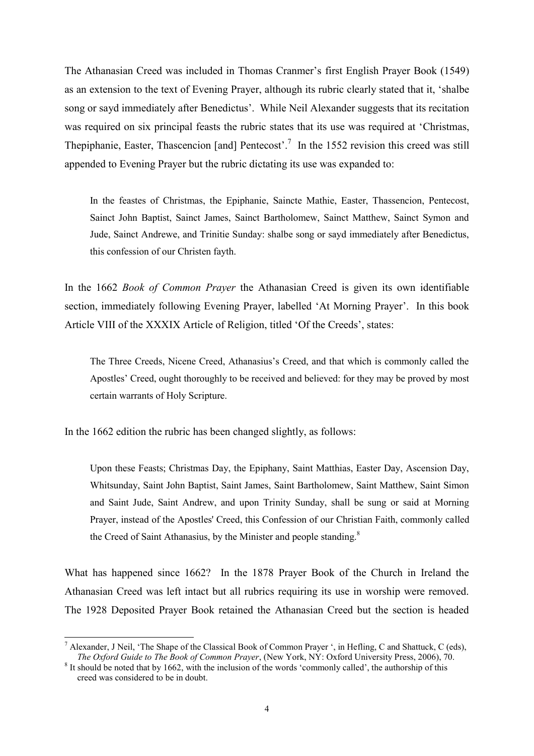The Athanasian Creed was included in Thomas Cranmer's first English Prayer Book (1549) as an extension to the text of Evening Prayer, although its rubric clearly stated that it, 'shalbe song or sayd immediately after Benedictus'. While Neil Alexander suggests that its recitation was required on six principal feasts the rubric states that its use was required at 'Christmas, Thepiphanie, Easter, Thascencion [and] Pentecost'.[7] In the 1552 revision this creed was still appended to Evening Prayer but the rubric dictating its use was expanded to:

> In the feastes of Christmas, the Epiphanie, Saincte Mathie, Easter, Thassencion, Pentecost, Sainct John Baptist, Sainct James, Sainct Bartholomew, Sainct Matthew, Sainct Symon and Jude, Sainct Andrewe, and Trinitie Sunday: shalbe song or sayd immediately after Benedictus, this confession of our Christen fayth.

In the 1662 *Book of Common Prayer* the Athanasian Creed is given its own identifiable section, immediately following Evening Prayer, labelled 'At Morning Prayer'. In this book Article VIII of the XXXIX Article of Religion, titled 'Of the Creeds', states:

> The Three Creeds, Nicene Creed, Athanasius's Creed, and that which is commonly called the Apostles' Creed, ought thoroughly to be received and believed: for they may be proved by most certain warrants of Holy Scripture.

In the 1662 edition the rubric has been changed slightly, as follows:

> Upon these Feasts; Christmas Day, the Epiphany, Saint Matthias, Easter Day, Ascension Day, Whitsunday, Saint John Baptist, Saint James, Saint Bartholomew, Saint Matthew, Saint Simon and Saint Jude, Saint Andrew, and upon Trinity Sunday, shall be sung or said at Morning Prayer, instead of the Apostles' Creed, this Confession of our Christian Faith, commonly called the Creed of Saint Athanasius, by the Minister and people standing.[8]

What has happened since 1662? In the 1878 Prayer Book of the Church in Ireland the Athanasian Creed was left intact but all rubrics requiring its use in worship were removed. The 1928 Deposited Prayer Book retained the Athanasian Creed but the section is headed

---

[7] Alexander, J Neil, 'The Shape of the Classical Book of Common Prayer ', in Hefling, C and Shattuck, C (eds), *The Oxford Guide to The Book of Common Prayer*, (New York, NY: Oxford University Press, 2006), 70.

[8] It should be noted that by 1662, with the inclusion of the words 'commonly called', the authorship of this creed was considered to be in doubt.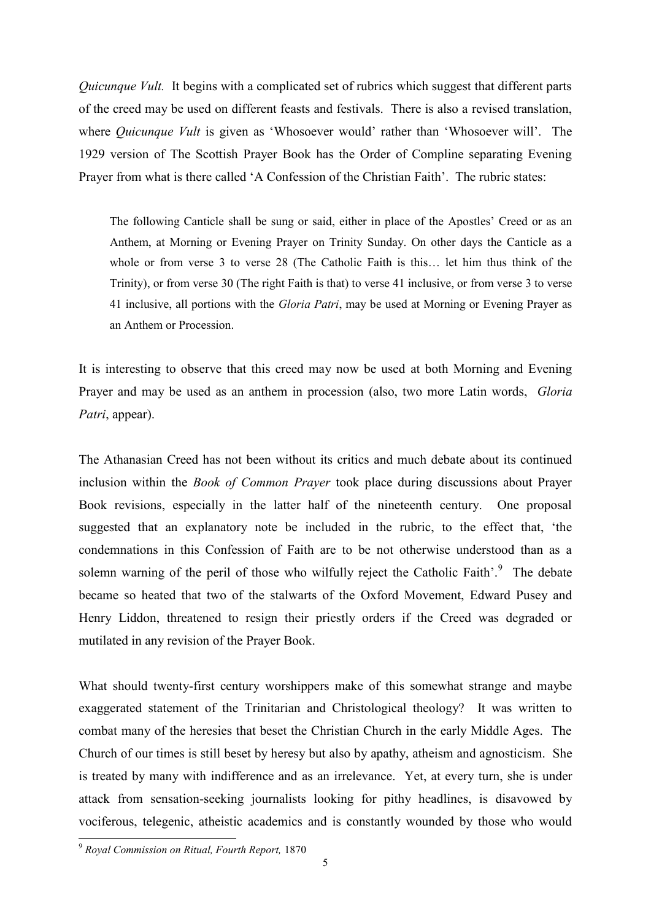*Quicunque Vult.* It begins with a complicated set of rubrics which suggest that different parts of the creed may be used on different feasts and festivals. There is also a revised translation, where *Quicunque Vult* is given as 'Whosoever would' rather than 'Whosoever will'. The 1929 version of The Scottish Prayer Book has the Order of Compline separating Evening Prayer from what is there called 'A Confession of the Christian Faith'. The rubric states:

> The following Canticle shall be sung or said, either in place of the Apostles' Creed or as an Anthem, at Morning or Evening Prayer on Trinity Sunday. On other days the Canticle as a whole or from verse 3 to verse 28 (The Catholic Faith is this… let him thus think of the Trinity), or from verse 30 (The right Faith is that) to verse 41 inclusive, or from verse 3 to verse 41 inclusive, all portions with the *Gloria Patri*, may be used at Morning or Evening Prayer as an Anthem or Procession.

It is interesting to observe that this creed may now be used at both Morning and Evening Prayer and may be used as an anthem in procession (also, two more Latin words, *Gloria Patri*, appear).

The Athanasian Creed has not been without its critics and much debate about its continued inclusion within the *Book of Common Prayer* took place during discussions about Prayer Book revisions, especially in the latter half of the nineteenth century. One proposal suggested that an explanatory note be included in the rubric, to the effect that, 'the condemnations in this Confession of Faith are to be not otherwise understood than as a solemn warning of the peril of those who wilfully reject the Catholic Faith'.[9] The debate became so heated that two of the stalwarts of the Oxford Movement, Edward Pusey and Henry Liddon, threatened to resign their priestly orders if the Creed was degraded or mutilated in any revision of the Prayer Book.

What should twenty-first century worshippers make of this somewhat strange and maybe exaggerated statement of the Trinitarian and Christological theology? It was written to combat many of the heresies that beset the Christian Church in the early Middle Ages. The Church of our times is still beset by heresy but also by apathy, atheism and agnosticism. She is treated by many with indifference and as an irrelevance. Yet, at every turn, she is under attack from sensation-seeking journalists looking for pithy headlines, is disavowed by vociferous, telegenic, atheistic academics and is constantly wounded by those who would

[9] *Royal Commission on Ritual, Fourth Report,* 1870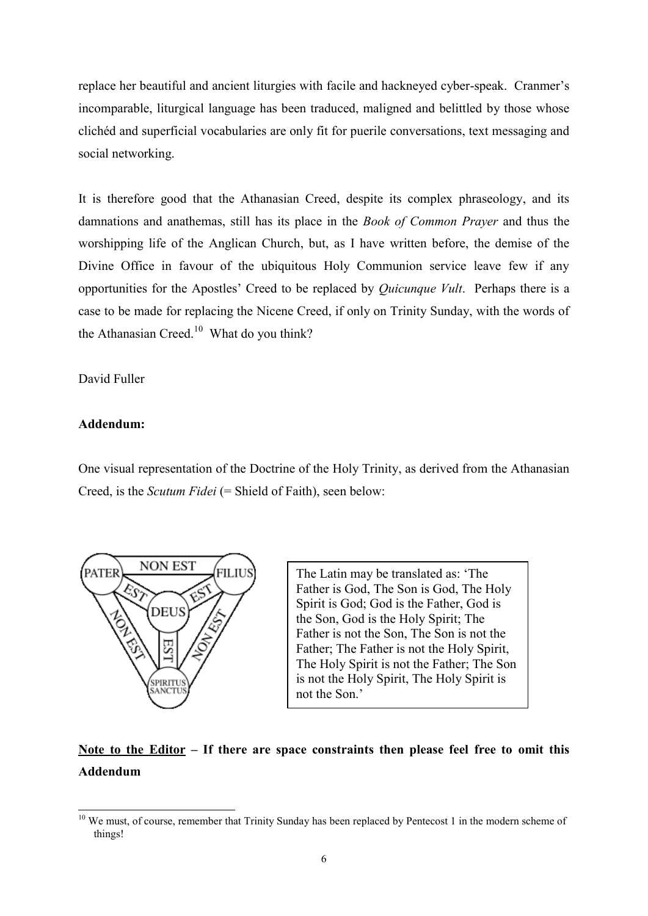replace her beautiful and ancient liturgies with facile and hackneyed cyber-speak. Cranmer's incomparable, liturgical language has been traduced, maligned and belittled by those whose clichéd and superficial vocabularies are only fit for puerile conversations, text messaging and social networking.

It is therefore good that the Athanasian Creed, despite its complex phraseology, and its damnations and anathemas, still has its place in the *Book of Common Prayer* and thus the worshipping life of the Anglican Church, but, as I have written before, the demise of the Divine Office in favour of the ubiquitous Holy Communion service leave few if any opportunities for the Apostles' Creed to be replaced by *Quicunque Vult*. Perhaps there is a case to be made for replacing the Nicene Creed, if only on Trinity Sunday, with the words of the Athanasian Creed.[10] What do you think?

David Fuller

**Addendum:**

One visual representation of the Doctrine of the Holy Trinity, as derived from the Athanasian Creed, is the *Scutum Fidei* (= Shield of Faith), seen below:

PATER
NON EST
FILIUS
EST
EST
DEUS
NON EST
EST
NON EST
SPIRITUS SANCTUS

The Latin may be translated as: 'The Father is God, The Son is God, The Holy Spirit is God; God is the Father, God is the Son, God is the Holy Spirit; The Father is not the Son, The Son is not the Father; The Father is not the Holy Spirit, The Holy Spirit is not the Father; The Son is not the Holy Spirit, The Holy Spirit is not the Son.'

**<u>Note to the Editor</u> – If there are space constraints then please feel free to omit this Addendum**

[10] We must, of course, remember that Trinity Sunday has been replaced by Pentecost 1 in the modern scheme of things!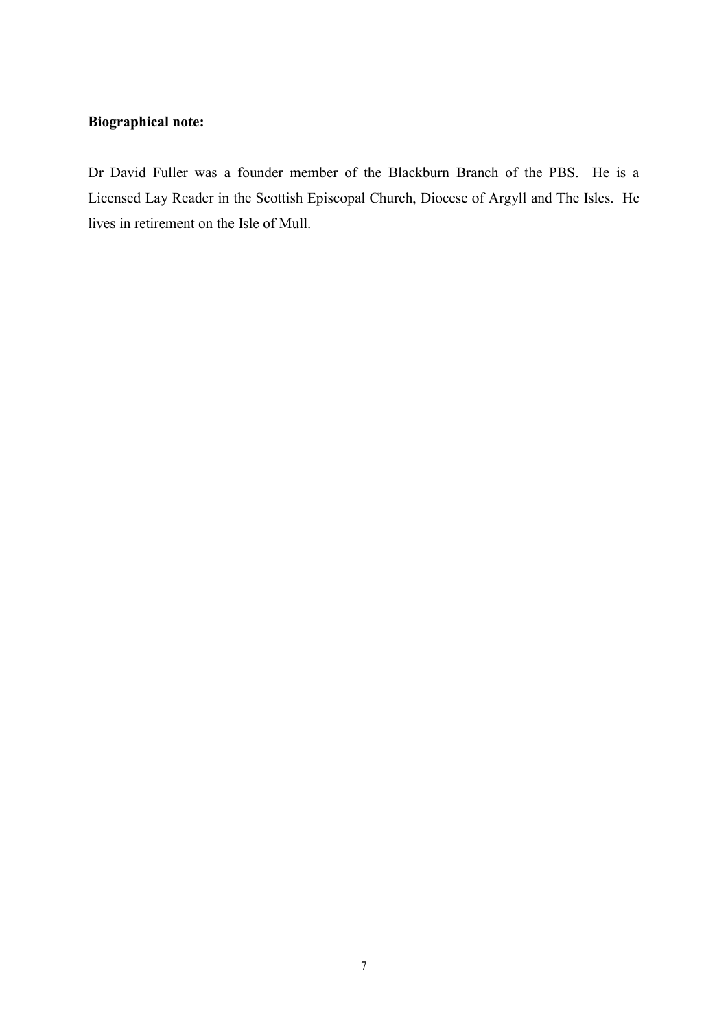**Biographical note:**

Dr David Fuller was a founder member of the Blackburn Branch of the PBS. He is a Licensed Lay Reader in the Scottish Episcopal Church, Diocese of Argyll and The Isles. He lives in retirement on the Isle of Mull.